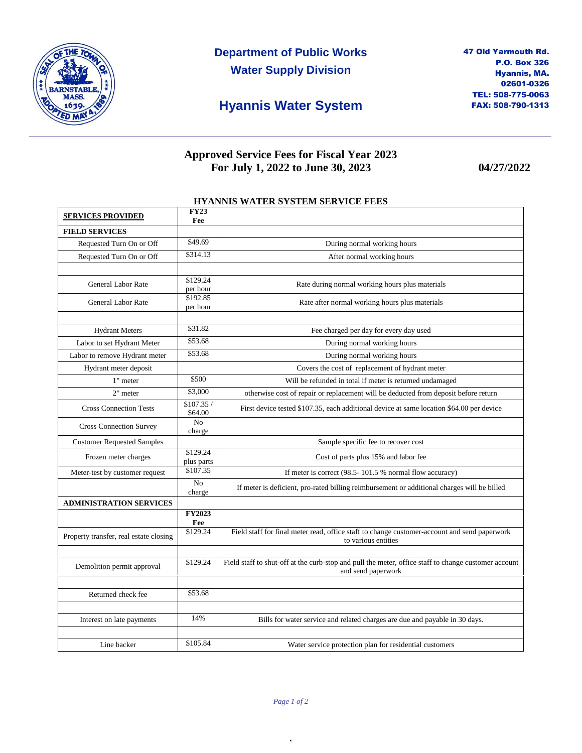**Department of Public Works**
**Water Supply Division**

# Hyannis Water System

**47 Old Yarmouth Rd.**
**P.O. Box 326**
**Hyannis, MA.**
**02601-0326**
**TEL: 508-775-0063**
**FAX: 508-790-1313**

## Approved Service Fees for Fiscal Year 2023
## For July 1, 2022 to June 30, 2023

**04/27/2022**

### HYANNIS WATER SYSTEM SERVICE FEES

| SERVICES PROVIDED | FY23 Fee | |
|---|---|---|
| **FIELD SERVICES** | | |
| Requested Turn On or Off | $49.69 | During normal working hours |
| Requested Turn On or Off | $314.13 | After normal working hours |
| | | |
| General Labor Rate | $129.24 per hour | Rate during normal working hours plus materials |
| General Labor Rate | $192.85 per hour | Rate after normal working hours plus materials |
| | | |
| Hydrant Meters | $31.82 | Fee charged per day for every day used |
| Labor to set Hydrant Meter | $53.68 | During normal working hours |
| Labor to remove Hydrant meter | $53.68 | During normal working hours |
| Hydrant meter deposit | | Covers the cost of replacement of hydrant meter |
| 1" meter | $500 | Will be refunded in total if meter is returned undamaged |
| 2" meter | $3,000 | otherwise cost of repair or replacement will be deducted from deposit before return |
| Cross Connection Tests | $107.35 / $64.00 | First device tested $107.35, each additional device at same location $64.00 per device |
| Cross Connection Survey | No charge | |
| Customer Requested Samples | | Sample specific fee to recover cost |
| Frozen meter charges | $129.24 plus parts | Cost of parts plus 15% and labor fee |
| Meter-test by customer request | $107.35 | If meter is correct (98.5- 101.5 % normal flow accuracy) |
| | No charge | If meter is deficient, pro-rated billing reimbursement or additional charges will be billed |
| **ADMINISTRATION SERVICES** | | |
| | **FY2023 Fee** | |
| Property transfer, real estate closing | $129.24 | Field staff for final meter read, office staff to change customer-account and send paperwork to various entities |
| | | |
| Demolition permit approval | $129.24 | Field staff to shut-off at the curb-stop and pull the meter, office staff to change customer account and send paperwork |
| | | |
| Returned check fee | $53.68 | |
| | | |
| Interest on late payments | 14% | Bills for water service and related charges are due and payable in 30 days. |
| | | |
| Line backer | $105.84 | Water service protection plan for residential customers |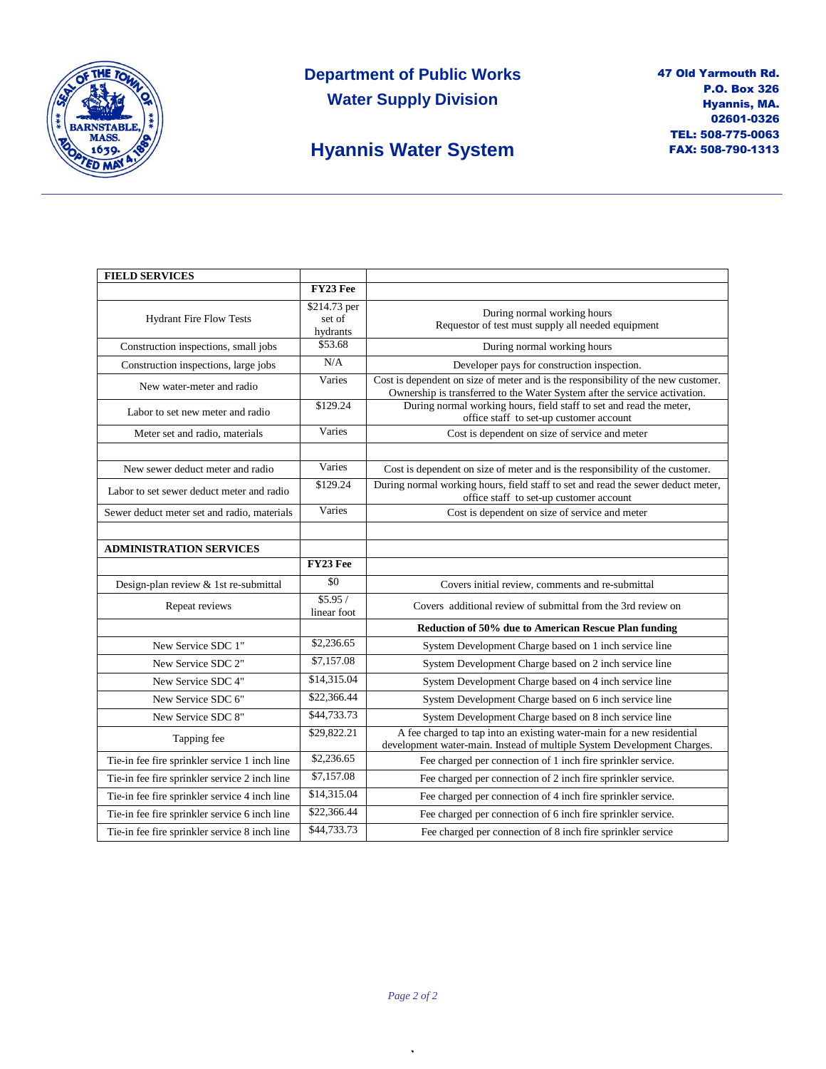**Department of Public Works**
**Water Supply Division**

**Hyannis Water System**

**47 Old Yarmouth Rd.**
**P.O. Box 326**
**Hyannis, MA.**
**02601-0326**
**TEL: 508-775-0063**
**FAX: 508-790-1313**

| **FIELD SERVICES** | | |
|---|---|---|
| | **FY23 Fee** | |
| Hydrant Fire Flow Tests | $214.73 per set of hydrants | During normal working hours<br>Requestor of test must supply all needed equipment |
| Construction inspections, small jobs | $53.68 | During normal working hours |
| Construction inspections, large jobs | N/A | Developer pays for construction inspection. |
| New water-meter and radio | Varies | Cost is dependent on size of meter and is the responsibility of the new customer. Ownership is transferred to the Water System after the service activation. |
| Labor to set new meter and radio | $129.24 | During normal working hours, field staff to set and read the meter, office staff to set-up customer account |
| Meter set and radio, materials | Varies | Cost is dependent on size of service and meter |
| | | |
| New sewer deduct meter and radio | Varies | Cost is dependent on size of meter and is the responsibility of the customer. |
| Labor to set sewer deduct meter and radio | $129.24 | During normal working hours, field staff to set and read the sewer deduct meter, office staff to set-up customer account |
| Sewer deduct meter set and radio, materials | Varies | Cost is dependent on size of service and meter |
| | | |
| **ADMINISTRATION SERVICES** | | |
| | **FY23 Fee** | |
| Design-plan review & 1st re-submittal | $0 | Covers initial review, comments and re-submittal |
| Repeat reviews | $5.95 / linear foot | Covers additional review of submittal from the 3rd review on |
| | | **Reduction of 50% due to American Rescue Plan funding** |
| New Service SDC 1" | $2,236.65 | System Development Charge based on 1 inch service line |
| New Service SDC 2" | $7,157.08 | System Development Charge based on 2 inch service line |
| New Service SDC 4" | $14,315.04 | System Development Charge based on 4 inch service line |
| New Service SDC 6" | $22,366.44 | System Development Charge based on 6 inch service line |
| New Service SDC 8" | $44,733.73 | System Development Charge based on 8 inch service line |
| Tapping fee | $29,822.21 | A fee charged to tap into an existing water-main for a new residential development water-main. Instead of multiple System Development Charges. |
| Tie-in fee fire sprinkler service 1 inch line | $2,236.65 | Fee charged per connection of 1 inch fire sprinkler service. |
| Tie-in fee fire sprinkler service 2 inch line | $7,157.08 | Fee charged per connection of 2 inch fire sprinkler service. |
| Tie-in fee fire sprinkler service 4 inch line | $14,315.04 | Fee charged per connection of 4 inch fire sprinkler service. |
| Tie-in fee fire sprinkler service 6 inch line | $22,366.44 | Fee charged per connection of 6 inch fire sprinkler service. |
| Tie-in fee fire sprinkler service 8 inch line | $44,733.73 | Fee charged per connection of 8 inch fire sprinkler service |